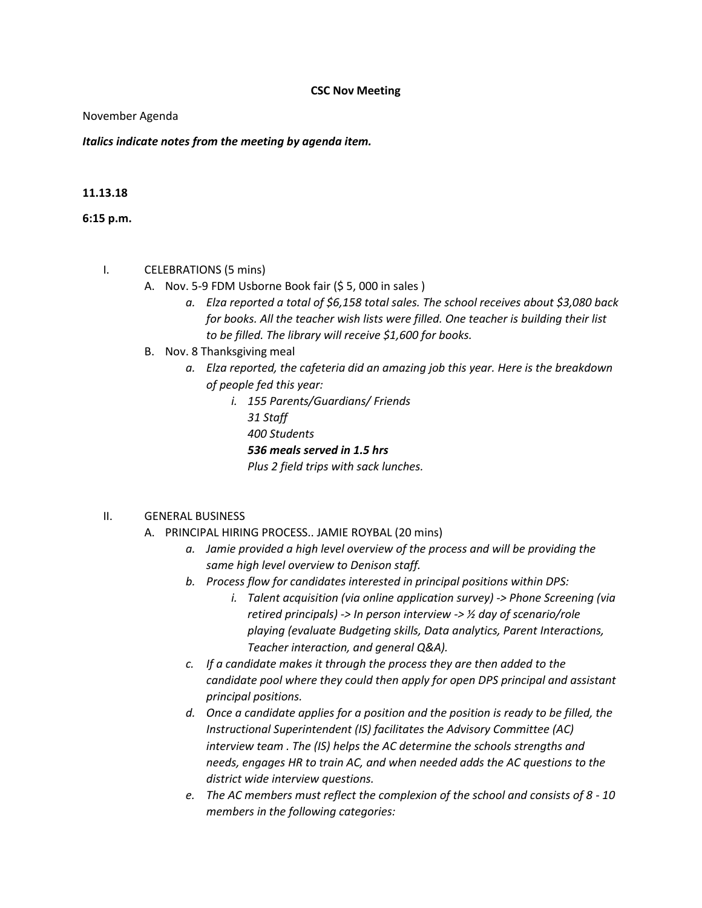**CSC Nov Meeting**

November Agenda

***Italics indicate notes from the meeting by agenda item.***

**11.13.18**

**6:15 p.m.**

I. CELEBRATIONS (5 mins)

   A. Nov. 5-9 FDM Usborne Book fair ($ 5, 000 in sales )

      a. *Elza reported a total of $6,158 total sales. The school receives about $3,080 back for books. All the teacher wish lists were filled. One teacher is building their list to be filled. The library will receive $1,600 for books.*

   B. Nov. 8 Thanksgiving meal

      a. *Elza reported, the cafeteria did an amazing job this year. Here is the breakdown of people fed this year:*

         i. *155 Parents/Guardians/ Friends*
            *31 Staff*
            *400 Students*
            ***536 meals served in 1.5 hrs***
            *Plus 2 field trips with sack lunches.*

II. GENERAL BUSINESS

   A. PRINCIPAL HIRING PROCESS.. JAMIE ROYBAL (20 mins)

      a. *Jamie provided a high level overview of the process and will be providing the same high level overview to Denison staff.*

      b. *Process flow for candidates interested in principal positions within DPS:*

         i. *Talent acquisition (via online application survey) -> Phone Screening (via retired principals) -> In person interview -> ½ day of scenario/role playing (evaluate Budgeting skills, Data analytics, Parent Interactions, Teacher interaction, and general Q&A).*

      c. *If a candidate makes it through the process they are then added to the candidate pool where they could then apply for open DPS principal and assistant principal positions.*

      d. *Once a candidate applies for a position and the position is ready to be filled, the Instructional Superintendent (IS) facilitates the Advisory Committee (AC) interview team . The (IS) helps the AC determine the schools strengths and needs, engages HR to train AC, and when needed adds the AC questions to the district wide interview questions.*

      e. *The AC members must reflect the complexion of the school and consists of 8 - 10 members in the following categories:*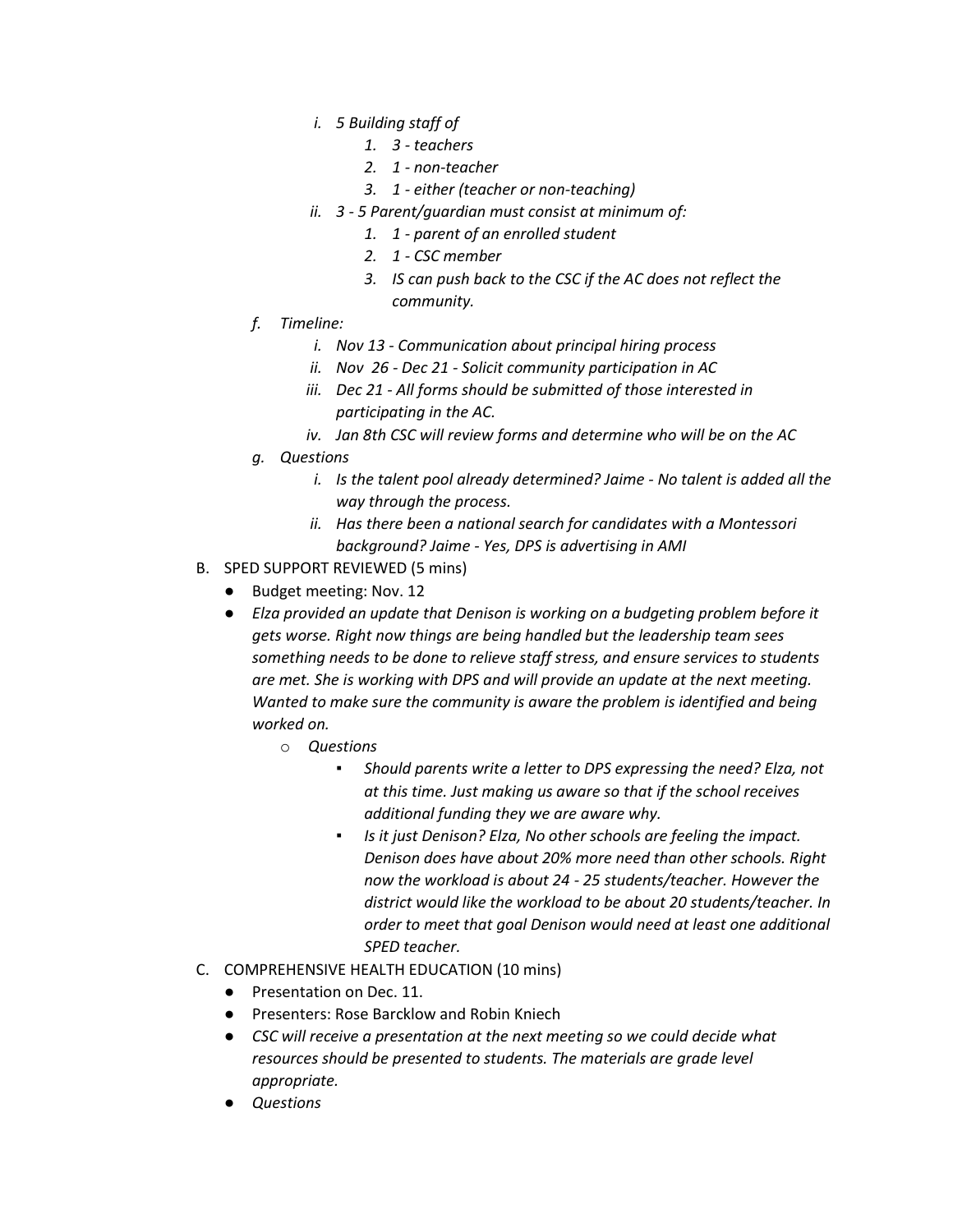- *i. 5 Building staff of*
        1. *3 - teachers*
        2. *1 - non-teacher*
        3. *1 - either (teacher or non-teaching)*
    - *ii. 3 - 5 Parent/guardian must consist at minimum of:*
        1. *1 - parent of an enrolled student*
        2. *1 - CSC member*
        3. *IS can push back to the CSC if the AC does not reflect the community.*
  - *f. Timeline:*
    - *i. Nov 13 - Communication about principal hiring process*
    - *ii. Nov 26 - Dec 21 - Solicit community participation in AC*
    - *iii. Dec 21 - All forms should be submitted of those interested in participating in the AC.*
    - *iv. Jan 8th CSC will review forms and determine who will be on the AC*
  - *g. Questions*
    - *i. Is the talent pool already determined? Jaime - No talent is added all the way through the process.*
    - *ii. Has there been a national search for candidates with a Montessori background? Jaime - Yes, DPS is advertising in AMI*

B. SPED SUPPORT REVIEWED (5 mins)

- Budget meeting: Nov. 12
- *Elza provided an update that Denison is working on a budgeting problem before it gets worse. Right now things are being handled but the leadership team sees something needs to be done to relieve staff stress, and ensure services to students are met. She is working with DPS and will provide an update at the next meeting. Wanted to make sure the community is aware the problem is identified and being worked on.*
    - *Questions*
        - *Should parents write a letter to DPS expressing the need? Elza, not at this time. Just making us aware so that if the school receives additional funding they we are aware why.*
        - *Is it just Denison? Elza, No other schools are feeling the impact. Denison does have about 20% more need than other schools. Right now the workload is about 24 - 25 students/teacher. However the district would like the workload to be about 20 students/teacher. In order to meet that goal Denison would need at least one additional SPED teacher.*

C. COMPREHENSIVE HEALTH EDUCATION (10 mins)

- Presentation on Dec. 11.
- Presenters: Rose Barcklow and Robin Kniech
- *CSC will receive a presentation at the next meeting so we could decide what resources should be presented to students. The materials are grade level appropriate.*
- *Questions*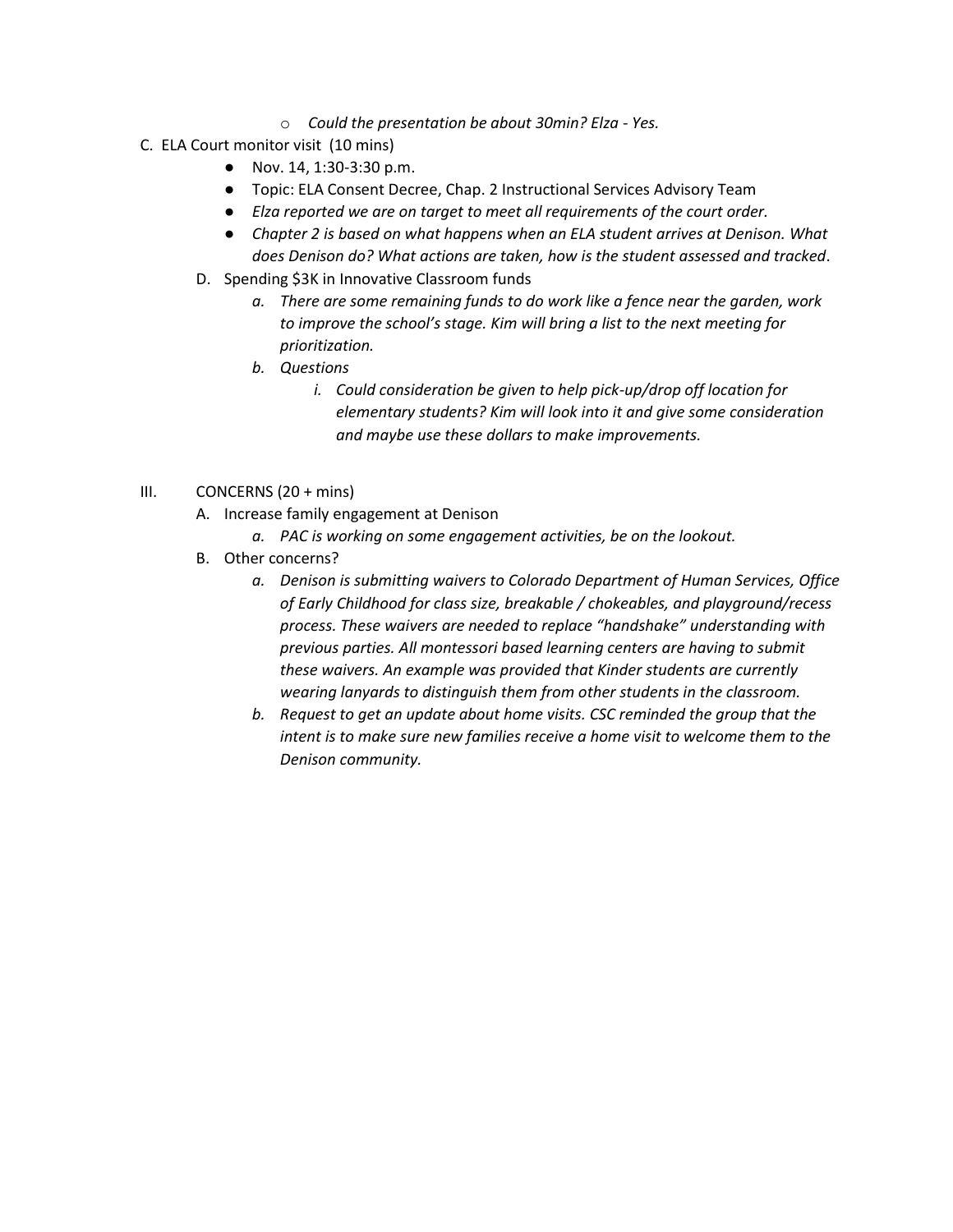- *Could the presentation be about 30min? Elza - Yes.*

C. ELA Court monitor visit (10 mins)

- Nov. 14, 1:30-3:30 p.m.
- Topic: ELA Consent Decree, Chap. 2 Instructional Services Advisory Team
- *Elza reported we are on target to meet all requirements of the court order.*
- *Chapter 2 is based on what happens when an ELA student arrives at Denison. What does Denison do? What actions are taken, how is the student assessed and tracked*.

D. Spending $3K in Innovative Classroom funds

a. *There are some remaining funds to do work like a fence near the garden, work to improve the school's stage. Kim will bring a list to the next meeting for prioritization.*

b. *Questions*

i. *Could consideration be given to help pick-up/drop off location for elementary students? Kim will look into it and give some consideration and maybe use these dollars to make improvements.*

III. CONCERNS (20 + mins)

A. Increase family engagement at Denison

a. *PAC is working on some engagement activities, be on the lookout.*

B. Other concerns?

a. *Denison is submitting waivers to Colorado Department of Human Services, Office of Early Childhood for class size, breakable / chokeables, and playground/recess process. These waivers are needed to replace "handshake" understanding with previous parties. All montessori based learning centers are having to submit these waivers. An example was provided that Kinder students are currently wearing lanyards to distinguish them from other students in the classroom.*

b. *Request to get an update about home visits. CSC reminded the group that the intent is to make sure new families receive a home visit to welcome them to the Denison community.*